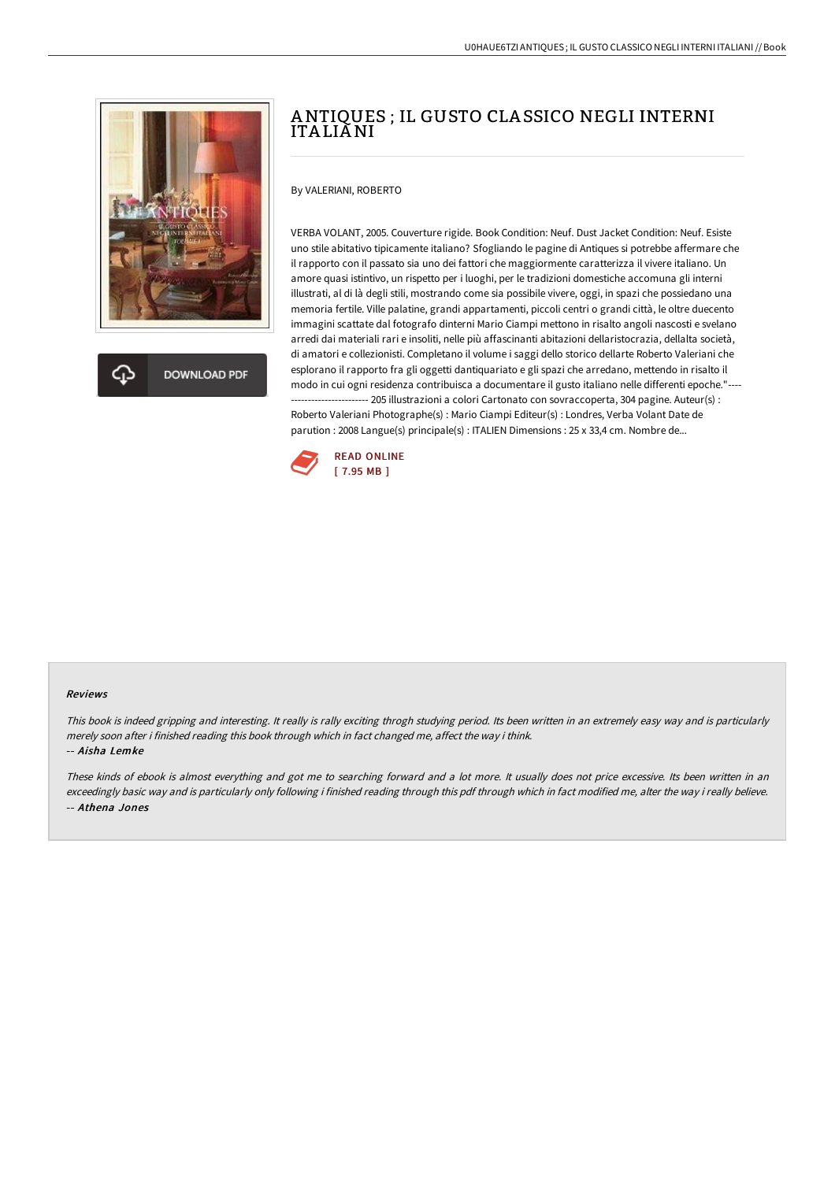# ANTIQUES ; IL GUSTO CLASSICO NEGLI INTERNI ITALIANI

By VALERIANI, ROBERTO

VERBA VOLANT, 2005. Couverture rigide. Book Condition: Neuf. Dust Jacket Condition: Neuf. Esiste uno stile abitativo tipicamente italiano? Sfogliando le pagine di Antiques si potrebbe affermare che il rapporto con il passato sia uno dei fattori che maggiormente caratterizza il vivere italiano. Un amore quasi istintivo, un rispetto per i luoghi, per le tradizioni domestiche accomuna gli interni illustrati, al di là degli stili, mostrando come sia possibile vivere, oggi, in spazi che possiedano una memoria fertile. Ville palatine, grandi appartamenti, piccoli centri o grandi città, le oltre duecento immagini scattate dal fotografo dinterni Mario Ciampi mettono in risalto angoli nascosti e svelano arredi dai materiali rari e insoliti, nelle più affascinanti abitazioni dellaristocrazia, dellalta società, di amatori e collezionisti. Completano il volume i saggi dello storico dellarte Roberto Valeriani che esplorano il rapporto fra gli oggetti dantiquariato e gli spazi che arredano, mettendo in risalto il modo in cui ogni residenza contribuisca a documentare il gusto italiano nelle differenti epoche."---------------------------- 205 illustrazioni a colori Cartonato con sovraccoperta, 304 pagine. Auteur(s) : Roberto Valeriani Photographe(s) : Mario Ciampi Editeur(s) : Londres, Verba Volant Date de parution : 2008 Langue(s) principale(s) : ITALIEN Dimensions : 25 x 33,4 cm. Nombre de...

READ ONLINE
[ 7.95 MB ]

## Reviews

*This book is indeed gripping and interesting. It really is rally exciting throgh studying period. Its been written in an extremely easy way and is particularly merely soon after i finished reading this book through which in fact changed me, affect the way i think.*

-- ***Aisha Lemke***

*These kinds of ebook is almost everything and got me to searching forward and a lot more. It usually does not price excessive. Its been written in an exceedingly basic way and is particularly only following i finished reading through this pdf through which in fact modified me, alter the way i really believe.*

-- ***Athena Jones***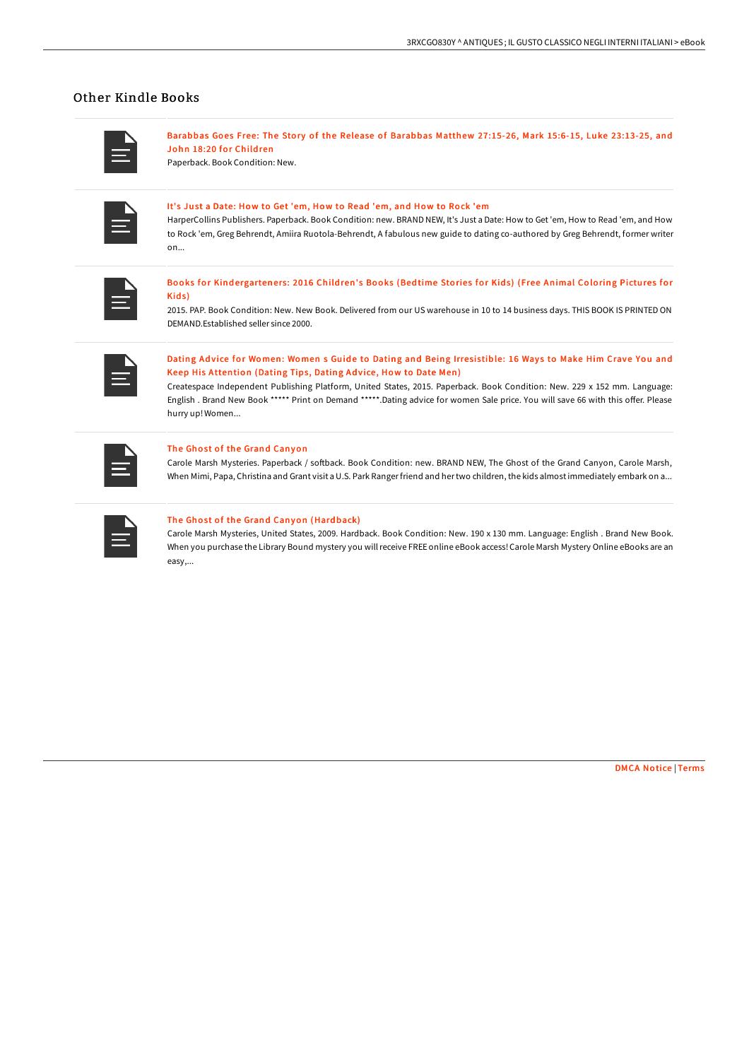## Other Kindle Books

**Barabbas Goes Free: The Story of the Release of Barabbas Matthew 27:15-26, Mark 15:6-15, Luke 23:13-25, and John 18:20 for Children**

Paperback. Book Condition: New.

**It's Just a Date: How to Get 'em, How to Read 'em, and How to Rock 'em**

HarperCollins Publishers. Paperback. Book Condition: new. BRAND NEW, It's Just a Date: How to Get 'em, How to Read 'em, and How to Rock 'em, Greg Behrendt, Amiira Ruotola-Behrendt, A fabulous new guide to dating co-authored by Greg Behrendt, former writer on...

**Books for Kindergarteners: 2016 Children's Books (Bedtime Stories for Kids) (Free Animal Coloring Pictures for Kids)**

2015. PAP. Book Condition: New. New Book. Delivered from our US warehouse in 10 to 14 business days. THIS BOOK IS PRINTED ON DEMAND.Established seller since 2000.

**Dating Advice for Women: Women s Guide to Dating and Being Irresistible: 16 Ways to Make Him Crave You and Keep His Attention (Dating Tips, Dating Advice, How to Date Men)**

Createspace Independent Publishing Platform, United States, 2015. Paperback. Book Condition: New. 229 x 152 mm. Language: English . Brand New Book ***** Print on Demand *****.Dating advice for women Sale price. You will save 66 with this offer. Please hurry up! Women...

**The Ghost of the Grand Canyon**

Carole Marsh Mysteries. Paperback / softback. Book Condition: new. BRAND NEW, The Ghost of the Grand Canyon, Carole Marsh, When Mimi, Papa, Christina and Grant visit a U.S. Park Ranger friend and her two children, the kids almost immediately embark on a...

**The Ghost of the Grand Canyon (Hardback)**

Carole Marsh Mysteries, United States, 2009. Hardback. Book Condition: New. 190 x 130 mm. Language: English . Brand New Book. When you purchase the Library Bound mystery you will receive FREE online eBook access! Carole Marsh Mystery Online eBooks are an easy,...